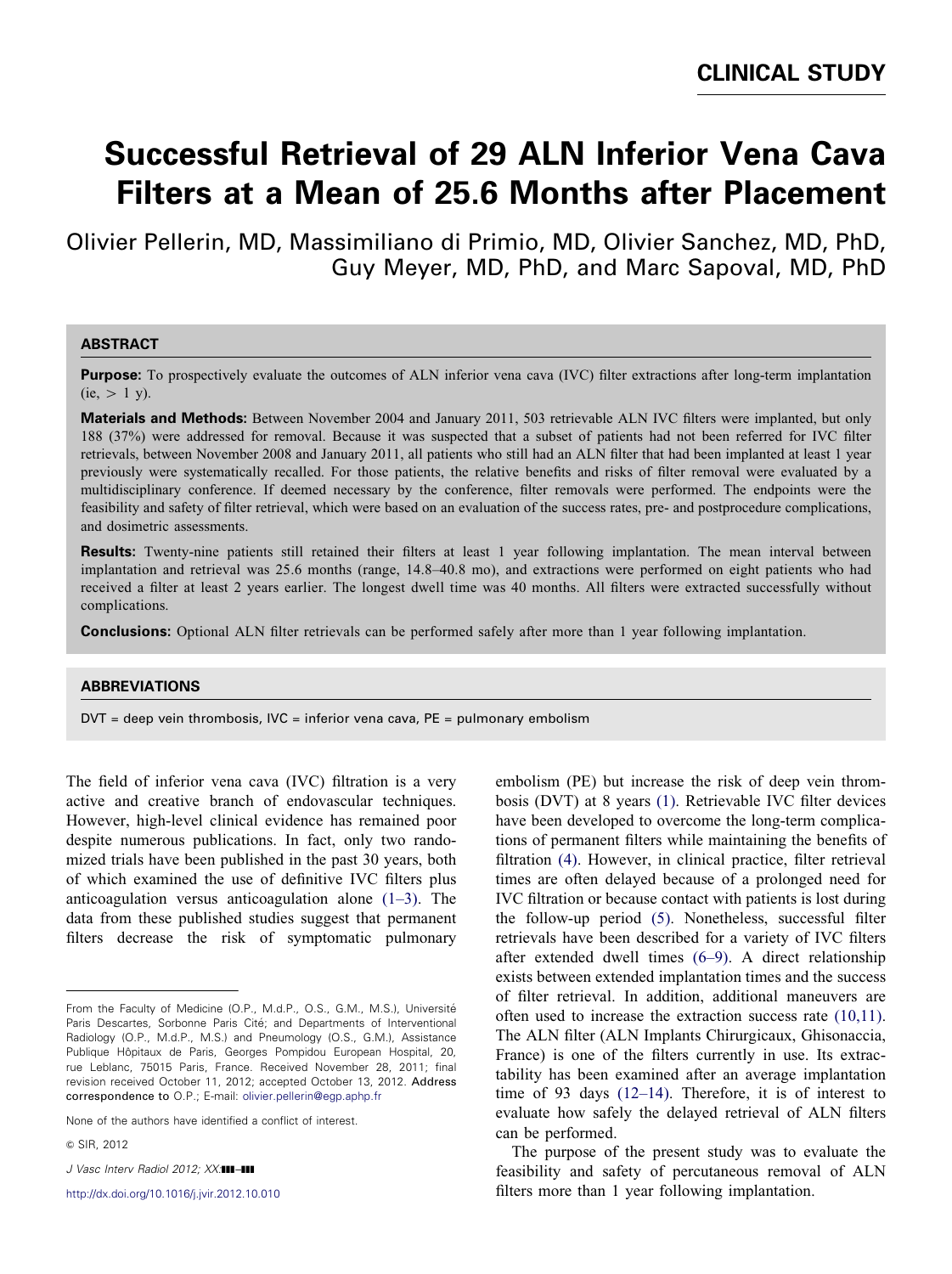CLINICAL STUDY

# Successful Retrieval of 29 ALN Inferior Vena Cava Filters at a Mean of 25.6 Months after Placement

Olivier Pellerin, MD, Massimiliano di Primio, MD, Olivier Sanchez, MD, PhD, Guy Meyer, MD, PhD, and Marc Sapoval, MD, PhD

## ABSTRACT

**Purpose:** To prospectively evaluate the outcomes of ALN inferior vena cava (IVC) filter extractions after long-term implantation (ie, > 1 y).

**Materials and Methods:** Between November 2004 and January 2011, 503 retrievable ALN IVC filters were implanted, but only 188 (37%) were addressed for removal. Because it was suspected that a subset of patients had not been referred for IVC filter retrievals, between November 2008 and January 2011, all patients who still had an ALN filter that had been implanted at least 1 year previously were systematically recalled. For those patients, the relative benefits and risks of filter removal were evaluated by a multidisciplinary conference. If deemed necessary by the conference, filter removals were performed. The endpoints were the feasibility and safety of filter retrieval, which were based on an evaluation of the success rates, pre- and postprocedure complications, and dosimetric assessments.

**Results:** Twenty-nine patients still retained their filters at least 1 year following implantation. The mean interval between implantation and retrieval was 25.6 months (range, 14.8–40.8 mo), and extractions were performed on eight patients who had received a filter at least 2 years earlier. The longest dwell time was 40 months. All filters were extracted successfully without complications.

**Conclusions:** Optional ALN filter retrievals can be performed safely after more than 1 year following implantation.

## ABBREVIATIONS

DVT = deep vein thrombosis, IVC = inferior vena cava, PE = pulmonary embolism

The field of inferior vena cava (IVC) filtration is a very active and creative branch of endovascular techniques. However, high-level clinical evidence has remained poor despite numerous publications. In fact, only two randomized trials have been published in the past 30 years, both of which examined the use of definitive IVC filters plus anticoagulation versus anticoagulation alone (1–3). The data from these published studies suggest that permanent filters decrease the risk of symptomatic pulmonary embolism (PE) but increase the risk of deep vein thrombosis (DVT) at 8 years (1). Retrievable IVC filter devices have been developed to overcome the long-term complications of permanent filters while maintaining the benefits of filtration (4). However, in clinical practice, filter retrieval times are often delayed because of a prolonged need for IVC filtration or because contact with patients is lost during the follow-up period (5). Nonetheless, successful filter retrievals have been described for a variety of IVC filters after extended dwell times (6–9). A direct relationship exists between extended implantation times and the success of filter retrieval. In addition, additional maneuvers are often used to increase the extraction success rate (10,11). The ALN filter (ALN Implants Chirurgicaux, Ghisonaccia, France) is one of the filters currently in use. Its extractability has been examined after an average implantation time of 93 days (12–14). Therefore, it is of interest to evaluate how safely the delayed retrieval of ALN filters can be performed.

The purpose of the present study was to evaluate the feasibility and safety of percutaneous removal of ALN filters more than 1 year following implantation.

From the Faculty of Medicine (O.P., M.d.P., O.S., G.M., M.S.), Université Paris Descartes, Sorbonne Paris Cité; and Departments of Interventional Radiology (O.P., M.d.P., M.S.) and Pneumology (O.S., G.M.), Assistance Publique Hôpitaux de Paris, Georges Pompidou European Hospital, 20, rue Leblanc, 75015 Paris, France. Received November 28, 2011; final revision received October 11, 2012; accepted October 13, 2012. **Address correspondence to** O.P.; E-mail: olivier.pellerin@egp.aphp.fr

None of the authors have identified a conflict of interest.

© SIR, 2012

http://dx.doi.org/10.1016/j.jvir.2012.10.010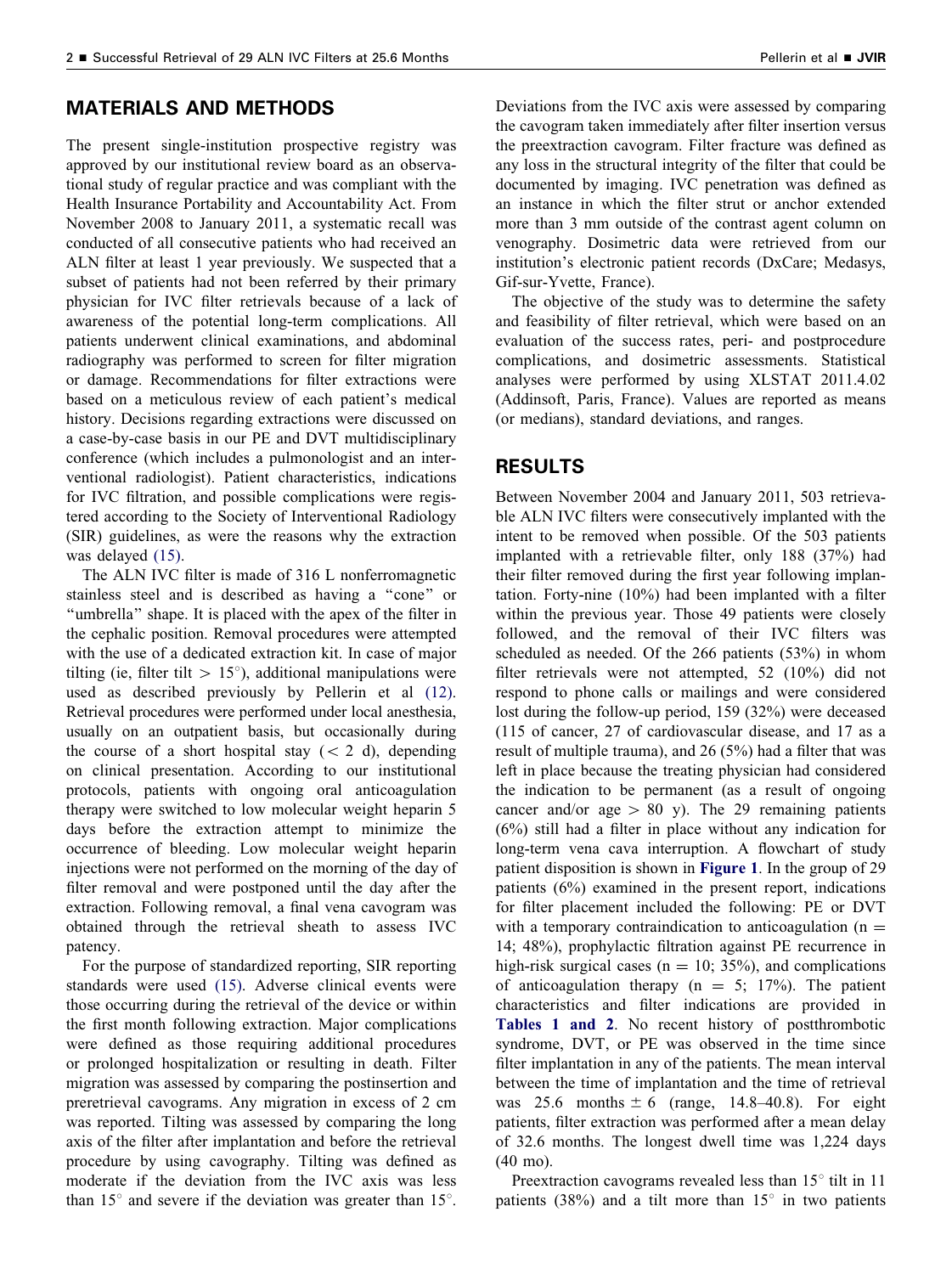## MATERIALS AND METHODS

The present single-institution prospective registry was approved by our institutional review board as an observational study of regular practice and was compliant with the Health Insurance Portability and Accountability Act. From November 2008 to January 2011, a systematic recall was conducted of all consecutive patients who had received an ALN filter at least 1 year previously. We suspected that a subset of patients had not been referred by their primary physician for IVC filter retrievals because of a lack of awareness of the potential long-term complications. All patients underwent clinical examinations, and abdominal radiography was performed to screen for filter migration or damage. Recommendations for filter extractions were based on a meticulous review of each patient's medical history. Decisions regarding extractions were discussed on a case-by-case basis in our PE and DVT multidisciplinary conference (which includes a pulmonologist and an interventional radiologist). Patient characteristics, indications for IVC filtration, and possible complications were registered according to the Society of Interventional Radiology (SIR) guidelines, as were the reasons why the extraction was delayed (15).

The ALN IVC filter is made of 316 L nonferromagnetic stainless steel and is described as having a "cone" or "umbrella" shape. It is placed with the apex of the filter in the cephalic position. Removal procedures were attempted with the use of a dedicated extraction kit. In case of major tilting (ie, filter tilt > 15°), additional manipulations were used as described previously by Pellerin et al (12). Retrieval procedures were performed under local anesthesia, usually on an outpatient basis, but occasionally during the course of a short hospital stay (< 2 d), depending on clinical presentation. According to our institutional protocols, patients with ongoing oral anticoagulation therapy were switched to low molecular weight heparin 5 days before the extraction attempt to minimize the occurrence of bleeding. Low molecular weight heparin injections were not performed on the morning of the day of filter removal and were postponed until the day after the extraction. Following removal, a final vena cavogram was obtained through the retrieval sheath to assess IVC patency.

For the purpose of standardized reporting, SIR reporting standards were used (15). Adverse clinical events were those occurring during the retrieval of the device or within the first month following extraction. Major complications were defined as those requiring additional procedures or prolonged hospitalization or resulting in death. Filter migration was assessed by comparing the postinsertion and preretrieval cavograms. Any migration in excess of 2 cm was reported. Tilting was assessed by comparing the long axis of the filter after implantation and before the retrieval procedure by using cavography. Tilting was defined as moderate if the deviation from the IVC axis was less than 15° and severe if the deviation was greater than 15°. Deviations from the IVC axis were assessed by comparing the cavogram taken immediately after filter insertion versus the preextraction cavogram. Filter fracture was defined as any loss in the structural integrity of the filter that could be documented by imaging. IVC penetration was defined as an instance in which the filter strut or anchor extended more than 3 mm outside of the contrast agent column on venography. Dosimetric data were retrieved from our institution's electronic patient records (DxCare; Medasys, Gif-sur-Yvette, France).

The objective of the study was to determine the safety and feasibility of filter retrieval, which were based on an evaluation of the success rates, peri- and postprocedure complications, and dosimetric assessments. Statistical analyses were performed by using XLSTAT 2011.4.02 (Addinsoft, Paris, France). Values are reported as means (or medians), standard deviations, and ranges.

## RESULTS

Between November 2004 and January 2011, 503 retrievable ALN IVC filters were consecutively implanted with the intent to be removed when possible. Of the 503 patients implanted with a retrievable filter, only 188 (37%) had their filter removed during the first year following implantation. Forty-nine (10%) had been implanted with a filter within the previous year. Those 49 patients were closely followed, and the removal of their IVC filters was scheduled as needed. Of the 266 patients (53%) in whom filter retrievals were not attempted, 52 (10%) did not respond to phone calls or mailings and were considered lost during the follow-up period, 159 (32%) were deceased (115 of cancer, 27 of cardiovascular disease, and 17 as a result of multiple trauma), and 26 (5%) had a filter that was left in place because the treating physician had considered the indication to be permanent (as a result of ongoing cancer and/or age > 80 y). The 29 remaining patients (6%) still had a filter in place without any indication for long-term vena cava interruption. A flowchart of study patient disposition is shown in **Figure 1**. In the group of 29 patients (6%) examined in the present report, indications for filter placement included the following: PE or DVT with a temporary contraindication to anticoagulation (n = 14; 48%), prophylactic filtration against PE recurrence in high-risk surgical cases (n = 10; 35%), and complications of anticoagulation therapy (n = 5; 17%). The patient characteristics and filter indications are provided in **Tables 1 and 2**. No recent history of postthrombotic syndrome, DVT, or PE was observed in the time since filter implantation in any of the patients. The mean interval between the time of implantation and the time of retrieval was 25.6 months ± 6 (range, 14.8–40.8). For eight patients, filter extraction was performed after a mean delay of 32.6 months. The longest dwell time was 1,224 days (40 mo).

Preextraction cavograms revealed less than 15° tilt in 11 patients (38%) and a tilt more than 15° in two patients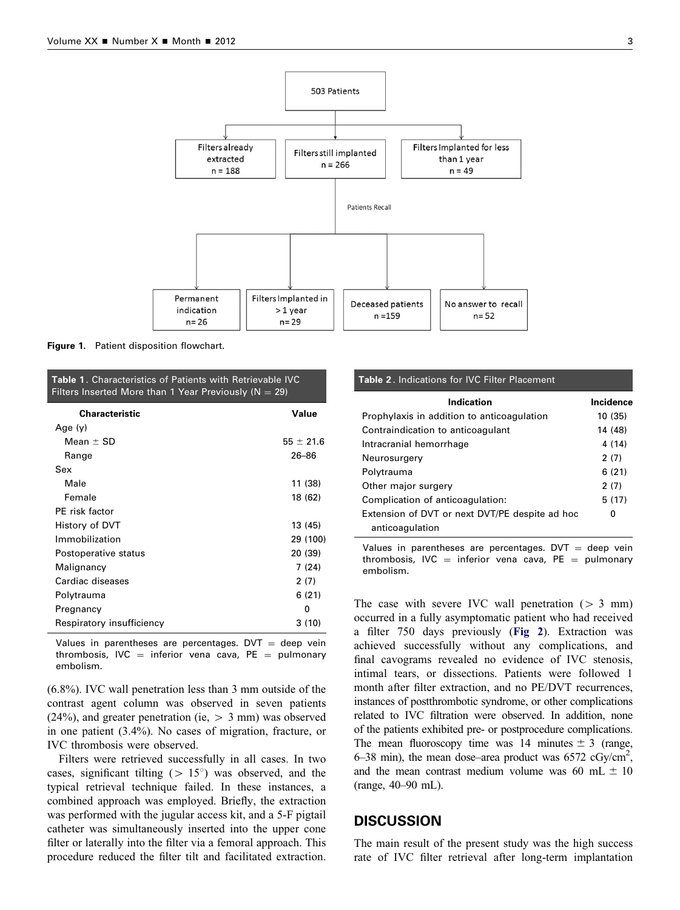503 Patients

Filters already extracted n = 188

Filters still implanted n = 266

Filters Implanted for less than 1 year n = 49

Patients Recall

Permanent indication n= 26

Filters Implanted in > 1 year n= 29

Deceased patients n =159

No answer to recall n= 52

**Figure 1.** Patient disposition flowchart.

**Table 1.** Characteristics of Patients with Retrievable IVC Filters Inserted More than 1 Year Previously (N = 29)

| Characteristic | Value |
|---|---|
| Age (y) | |
| Mean ± SD | 55 ± 21.6 |
| Range | 26–86 |
| Sex | |
| Male | 11 (38) |
| Female | 18 (62) |
| PE risk factor | |
| History of DVT | 13 (45) |
| Immobilization | 29 (100) |
| Postoperative status | 20 (39) |
| Malignancy | 7 (24) |
| Cardiac diseases | 2 (7) |
| Polytrauma | 6 (21) |
| Pregnancy | 0 |
| Respiratory insufficiency | 3 (10) |

Values in parentheses are percentages. DVT = deep vein thrombosis, IVC = inferior vena cava, PE = pulmonary embolism.

**Table 2.** Indications for IVC Filter Placement

| Indication | Incidence |
|---|---|
| Prophylaxis in addition to anticoagulation | 10 (35) |
| Contraindication to anticoagulant | 14 (48) |
| Intracranial hemorrhage | 4 (14) |
| Neurosurgery | 2 (7) |
| Polytrauma | 6 (21) |
| Other major surgery | 2 (7) |
| Complication of anticoagulation: | 5 (17) |
| Extension of DVT or next DVT/PE despite ad hoc anticoagulation | 0 |

Values in parentheses are percentages. DVT = deep vein thrombosis, IVC = inferior vena cava, PE = pulmonary embolism.

(6.8%). IVC wall penetration less than 3 mm outside of the contrast agent column was observed in seven patients (24%), and greater penetration (ie, > 3 mm) was observed in one patient (3.4%). No cases of migration, fracture, or IVC thrombosis were observed.

Filters were retrieved successfully in all cases. In two cases, significant tilting (> 15°) was observed, and the typical retrieval technique failed. In these instances, a combined approach was employed. Briefly, the extraction was performed with the jugular access kit, and a 5-F pigtail catheter was simultaneously inserted into the upper cone filter or laterally into the filter via a femoral approach. This procedure reduced the filter tilt and facilitated extraction. The case with severe IVC wall penetration (> 3 mm) occurred in a fully asymptomatic patient who had received a filter 750 days previously (**Fig 2**). Extraction was achieved successfully without any complications, and final cavograms revealed no evidence of IVC stenosis, intimal tears, or dissections. Patients were followed 1 month after filter extraction, and no PE/DVT recurrences, instances of postthrombotic syndrome, or other complications related to IVC filtration were observed. In addition, none of the patients exhibited pre- or postprocedure complications. The mean fluoroscopy time was 14 minutes ± 3 (range, 6–38 min), the mean dose–area product was 6572 cGy/cm$^2$, and the mean contrast medium volume was 60 mL ± 10 (range, 40–90 mL).

## DISCUSSION

The main result of the present study was the high success rate of IVC filter retrieval after long-term implantation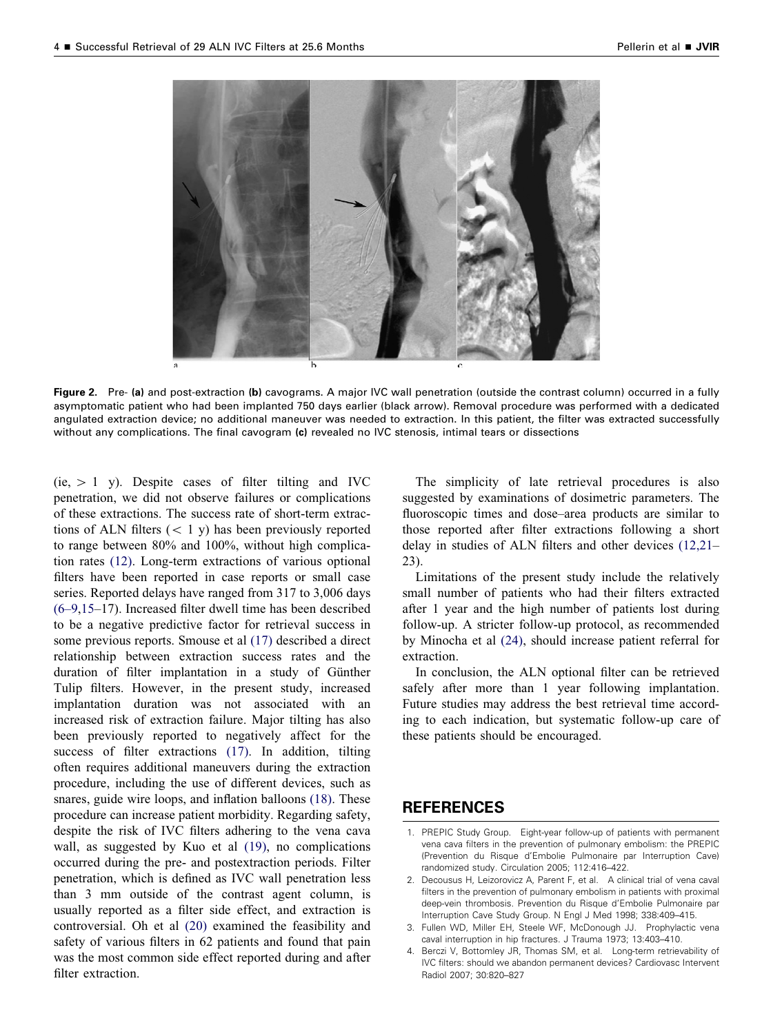Figure 2. Pre- (a) and post-extraction (b) cavograms. A major IVC wall penetration (outside the contrast column) occurred in a fully asymptomatic patient who had been implanted 750 days earlier (black arrow). Removal procedure was performed with a dedicated angulated extraction device; no additional maneuver was needed to extraction. In this patient, the filter was extracted successfully without any complications. The final cavogram (c) revealed no IVC stenosis, intimal tears or dissections

(ie, > 1 y). Despite cases of filter tilting and IVC penetration, we did not observe failures or complications of these extractions. The success rate of short-term extractions of ALN filters (< 1 y) has been previously reported to range between 80% and 100%, without high complication rates (12). Long-term extractions of various optional filters have been reported in case reports or small case series. Reported delays have ranged from 317 to 3,006 days (6–9,15–17). Increased filter dwell time has been described to be a negative predictive factor for retrieval success in some previous reports. Smouse et al (17) described a direct relationship between extraction success rates and the duration of filter implantation in a study of Günther Tulip filters. However, in the present study, increased implantation duration was not associated with an increased risk of extraction failure. Major tilting has also been previously reported to negatively affect for the success of filter extractions (17). In addition, tilting often requires additional maneuvers during the extraction procedure, including the use of different devices, such as snares, guide wire loops, and inflation balloons (18). These procedure can increase patient morbidity. Regarding safety, despite the risk of IVC filters adhering to the vena cava wall, as suggested by Kuo et al (19), no complications occurred during the pre- and postextraction periods. Filter penetration, which is defined as IVC wall penetration less than 3 mm outside of the contrast agent column, is usually reported as a filter side effect, and extraction is controversial. Oh et al (20) examined the feasibility and safety of various filters in 62 patients and found that pain was the most common side effect reported during and after filter extraction.

The simplicity of late retrieval procedures is also suggested by examinations of dosimetric parameters. The fluoroscopic times and dose–area products are similar to those reported after filter extractions following a short delay in studies of ALN filters and other devices (12,21–23).

Limitations of the present study include the relatively small number of patients who had their filters extracted after 1 year and the high number of patients lost during follow-up. A stricter follow-up protocol, as recommended by Minocha et al (24), should increase patient referral for extraction.

In conclusion, the ALN optional filter can be retrieved safely after more than 1 year following implantation. Future studies may address the best retrieval time according to each indication, but systematic follow-up care of these patients should be encouraged.

## REFERENCES

1. PREPIC Study Group. Eight-year follow-up of patients with permanent vena cava filters in the prevention of pulmonary embolism: the PREPIC (Prevention du Risque d'Embolie Pulmonaire par Interruption Cave) randomized study. Circulation 2005; 112:416–422.
2. Decousus H, Leizorovicz A, Parent F, et al. A clinical trial of vena caval filters in the prevention of pulmonary embolism in patients with proximal deep-vein thrombosis. Prevention du Risque d'Embolie Pulmonaire par Interruption Cave Study Group. N Engl J Med 1998; 338:409–415.
3. Fullen WD, Miller EH, Steele WF, McDonough JJ. Prophylactic vena caval interruption in hip fractures. J Trauma 1973; 13:403–410.
4. Berczi V, Bottomley JR, Thomas SM, et al. Long-term retrievability of IVC filters: should we abandon permanent devices? Cardiovasc Intervent Radiol 2007; 30:820–827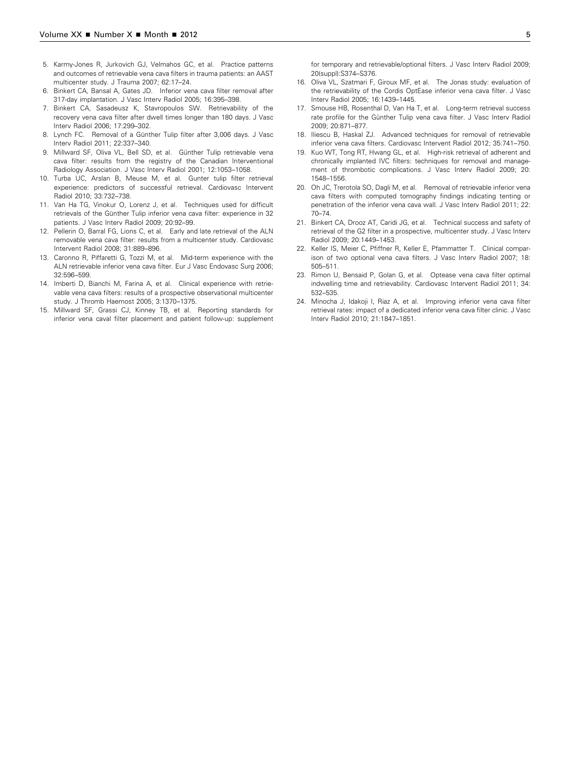5. Karmy-Jones R, Jurkovich GJ, Velmahos GC, et al. Practice patterns and outcomes of retrievable vena cava filters in trauma patients: an AAST multicenter study. J Trauma 2007; 62:17–24.
6. Binkert CA, Bansal A, Gates JD. Inferior vena cava filter removal after 317-day implantation. J Vasc Interv Radiol 2005; 16:395–398.
7. Binkert CA, Sasadeusz K, Stavropoulos SW. Retrievability of the recovery vena cava filter after dwell times longer than 180 days. J Vasc Interv Radiol 2006; 17:299–302.
8. Lynch FC. Removal of a Günther Tulip filter after 3,006 days. J Vasc Interv Radiol 2011; 22:337–340.
9. Millward SF, Oliva VL, Bell SD, et al. Günther Tulip retrievable vena cava filter: results from the registry of the Canadian Interventional Radiology Association. J Vasc Interv Radiol 2001; 12:1053–1058.
10. Turba UC, Arslan B, Meuse M, et al. Gunter tulip filter retrieval experience: predictors of successful retrieval. Cardiovasc Intervent Radiol 2010; 33:732–738.
11. Van Ha TG, Vinokur O, Lorenz J, et al. Techniques used for difficult retrievals of the Günther Tulip inferior vena cava filter: experience in 32 patients. J Vasc Interv Radiol 2009; 20:92–99.
12. Pellerin O, Barral FG, Lions C, et al. Early and late retrieval of the ALN removable vena cava filter: results from a multicenter study. Cardiovasc Intervent Radiol 2008; 31:889–896.
13. Caronno R, Piffaretti G, Tozzi M, et al. Mid-term experience with the ALN retrievable inferior vena cava filter. Eur J Vasc Endovasc Surg 2006; 32:596–599.
14. Imberti D, Bianchi M, Farina A, et al. Clinical experience with retrievable vena cava filters: results of a prospective observational multicenter study. J Thromb Haemost 2005; 3:1370–1375.
15. Millward SF, Grassi CJ, Kinney TB, et al. Reporting standards for inferior vena caval filter placement and patient follow-up: supplement for temporary and retrievable/optional filters. J Vasc Interv Radiol 2009; 20(suppl):S374–S376.
16. Oliva VL, Szatmari F, Giroux MF, et al. The Jonas study: evaluation of the retrievability of the Cordis OptEase inferior vena cava filter. J Vasc Interv Radiol 2005; 16:1439–1445.
17. Smouse HB, Rosenthal D, Van Ha T, et al. Long-term retrieval success rate profile for the Günther Tulip vena cava filter. J Vasc Interv Radiol 2009; 20:871–877.
18. Iliescu B, Haskal ZJ. Advanced techniques for removal of retrievable inferior vena cava filters. Cardiovasc Intervent Radiol 2012; 35:741–750.
19. Kuo WT, Tong RT, Hwang GL, et al. High-risk retrieval of adherent and chronically implanted IVC filters: techniques for removal and management of thrombotic complications. J Vasc Interv Radiol 2009; 20: 1548–1556.
20. Oh JC, Trerotola SO, Dagli M, et al. Removal of retrievable inferior vena cava filters with computed tomography findings indicating tenting or penetration of the inferior vena cava wall. J Vasc Interv Radiol 2011; 22: 70–74.
21. Binkert CA, Drooz AT, Caridi JG, et al. Technical success and safety of retrieval of the G2 filter in a prospective, multicenter study. J Vasc Interv Radiol 2009; 20:1449–1453.
22. Keller IS, Meier C, Pfiffner R, Keller E, Pfammatter T. Clinical comparison of two optional vena cava filters. J Vasc Interv Radiol 2007; 18: 505–511.
23. Rimon U, Bensaid P, Golan G, et al. Optease vena cava filter optimal indwelling time and retrievability. Cardiovasc Intervent Radiol 2011; 34: 532–535.
24. Minocha J, Idakoji I, Riaz A, et al. Improving inferior vena cava filter retrieval rates: impact of a dedicated inferior vena cava filter clinic. J Vasc Interv Radiol 2010; 21:1847–1851.